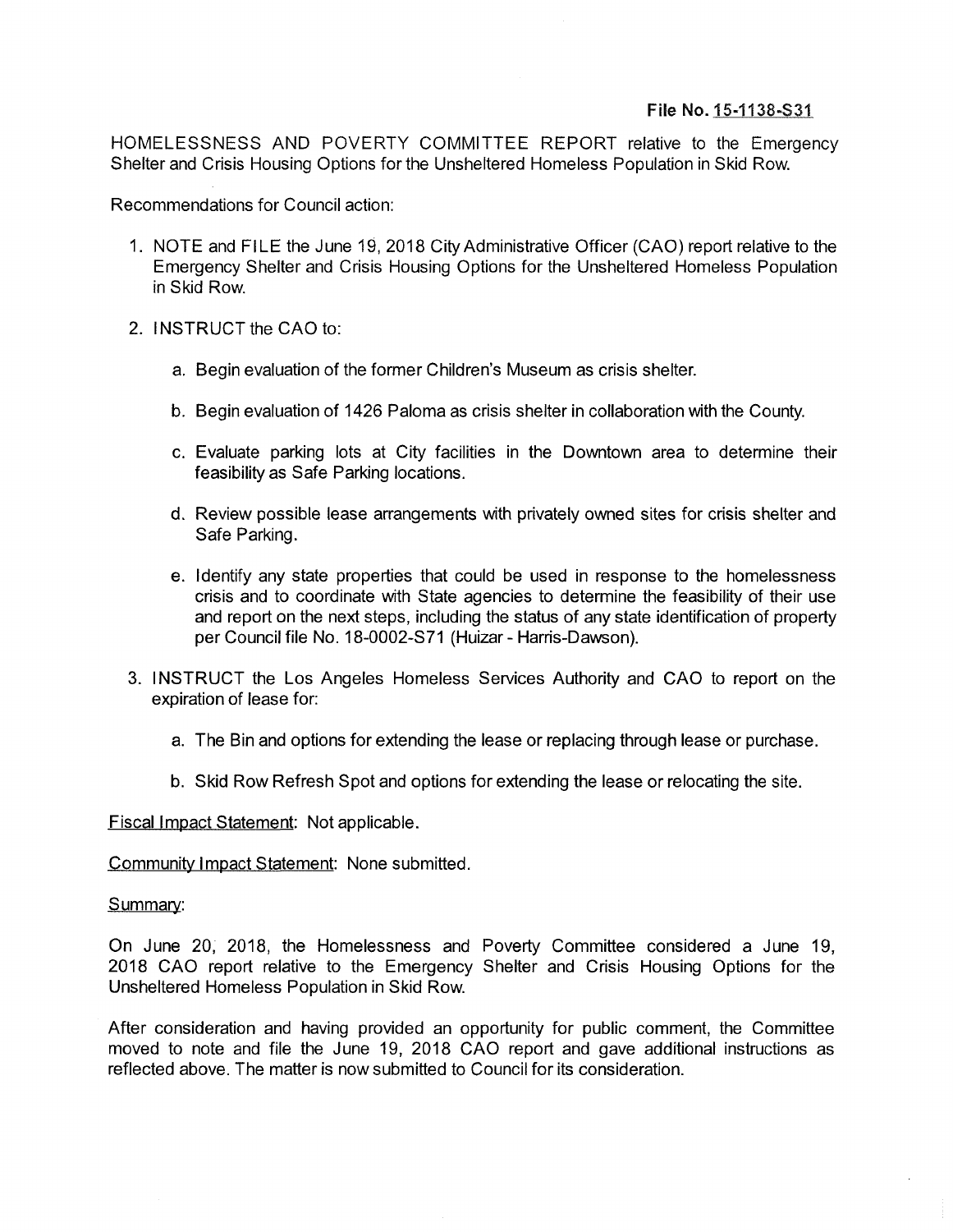**File No. 15-1138-S31**

HOMELESSNESS AND POVERTY COMMITTEE REPORT relative to the Emergency Shelter and Crisis Housing Options for the Unsheltered Homeless Population in Skid Row.

Recommendations for Council action:

1. NOTE and FILE the June 19, 2018 City Administrative Officer (CAO) report relative to the Emergency Shelter and Crisis Housing Options for the Unsheltered Homeless Population in Skid Row.

2. INSTRUCT the CAO to:

   a. Begin evaluation of the former Children's Museum as crisis shelter.

   b. Begin evaluation of 1426 Paloma as crisis shelter in collaboration with the County.

   c. Evaluate parking lots at City facilities in the Downtown area to determine their feasibility as Safe Parking locations.

   d. Review possible lease arrangements with privately owned sites for crisis shelter and Safe Parking.

   e. Identify any state properties that could be used in response to the homelessness crisis and to coordinate with State agencies to determine the feasibility of their use and report on the next steps, including the status of any state identification of property per Council file No. 18-0002-S71 (Huizar - Harris-Dawson).

3. INSTRUCT the Los Angeles Homeless Services Authority and CAO to report on the expiration of lease for:

   a. The Bin and options for extending the lease or replacing through lease or purchase.

   b. Skid Row Refresh Spot and options for extending the lease or relocating the site.

Fiscal Impact Statement: Not applicable.

Community Impact Statement: None submitted.

Summary:

On June 20, 2018, the Homelessness and Poverty Committee considered a June 19, 2018 CAO report relative to the Emergency Shelter and Crisis Housing Options for the Unsheltered Homeless Population in Skid Row.

After consideration and having provided an opportunity for public comment, the Committee moved to note and file the June 19, 2018 CAO report and gave additional instructions as reflected above. The matter is now submitted to Council for its consideration.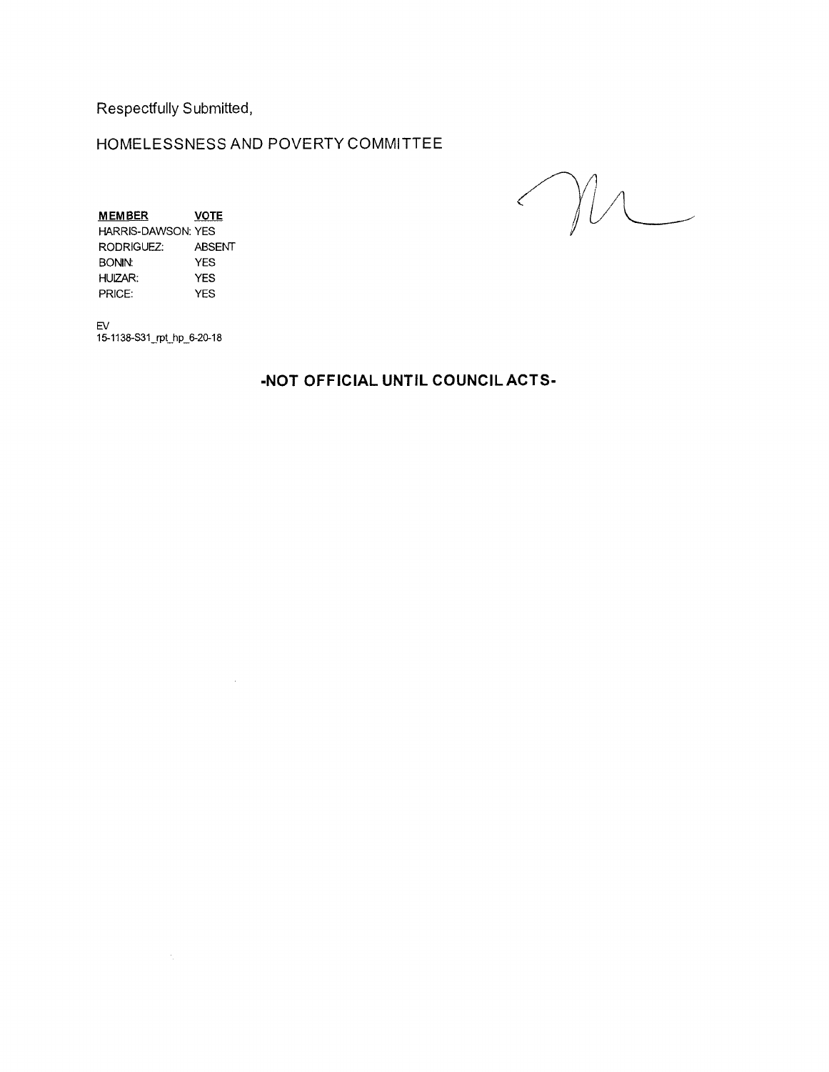Respectfully Submitted,

HOMELESSNESS AND POVERTY COMMITTEE

| MEMBER | VOTE |
|---|---|
| HARRIS-DAWSON: | YES |
| RODRIGUEZ: | ABSENT |
| BONIN: | YES |
| HUIZAR: | YES |
| PRICE: | YES |

EV
15-1138-S31_rpt_hp_6-20-18

**-NOT OFFICIAL UNTIL COUNCIL ACTS-**